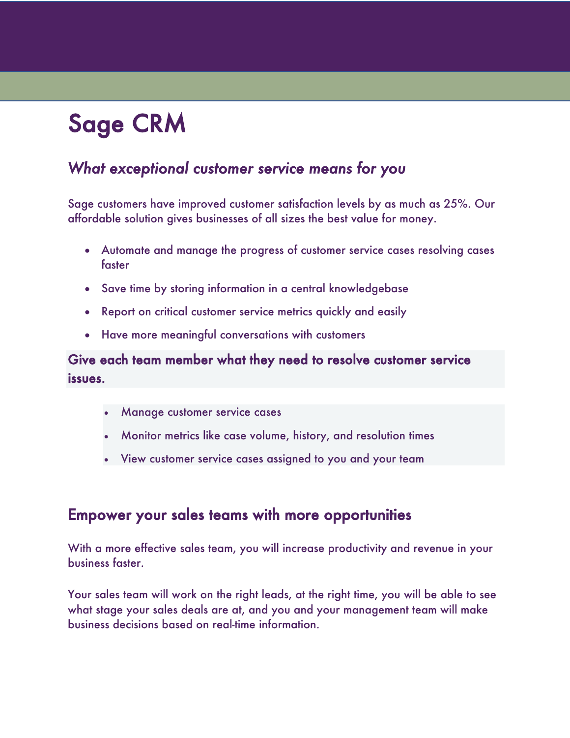# Sage CRM

## *What exceptional customer service means for you*

Sage customers have improved customer satisfaction levels by as much as 25%. Our affordable solution gives businesses of all sizes the best value for money.

- Automate and manage the progress of customer service cases resolving cases faster
- Save time by storing information in a central knowledgebase
- Report on critical customer service metrics quickly and easily
- Have more meaningful conversations with customers

### Give each team member what they need to resolve customer service issues.

- Manage customer service cases
- Monitor metrics like case volume, history, and resolution times
- View customer service cases assigned to you and your team

## Empower your sales teams with more opportunities

With a more effective sales team, you will increase productivity and revenue in your business faster.

Your sales team will work on the right leads, at the right time, you will be able to see what stage your sales deals are at, and you and your management team will make business decisions based on real-time information.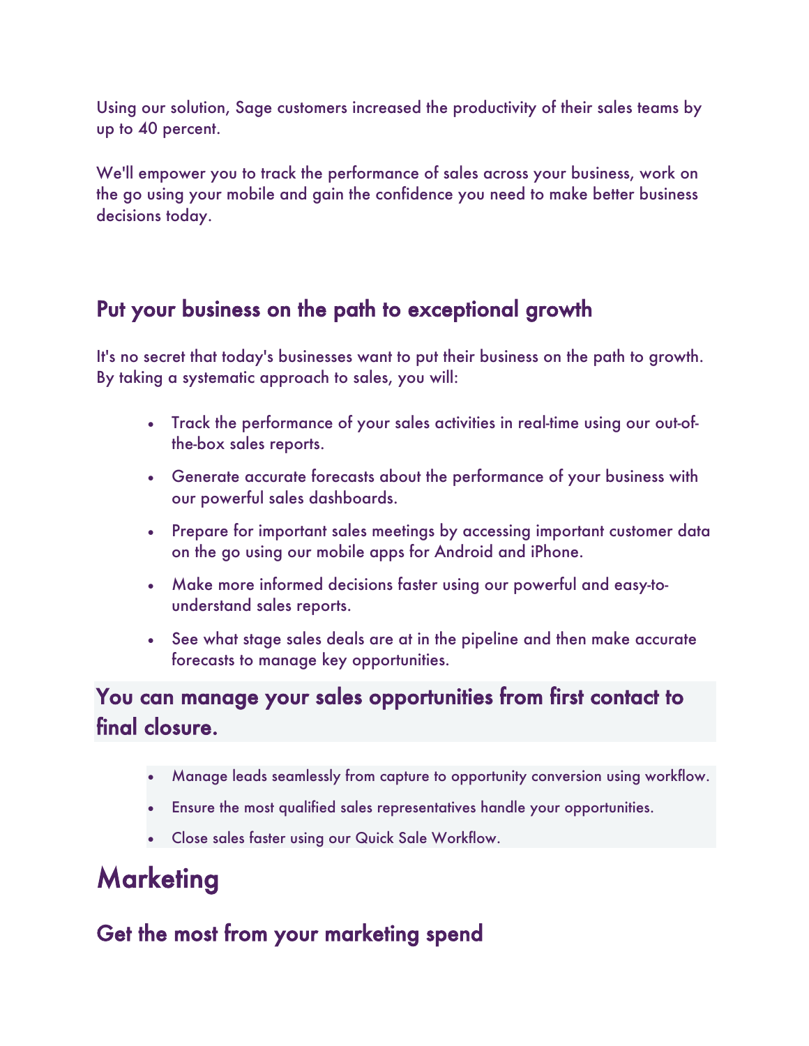Using our solution, Sage customers increased the productivity of their sales teams by up to 40 percent.

We'll empower you to track the performance of sales across your business, work on the go using your mobile and gain the confidence you need to make better business decisions today.

### Put your business on the path to exceptional growth

It's no secret that today's businesses want to put their business on the path to growth. By taking a systematic approach to sales, you will:

- Track the performance of your sales activities in real-time using our out-of-the-box sales reports.
- Generate accurate forecasts about the performance of your business with our powerful sales dashboards.
- Prepare for important sales meetings by accessing important customer data on the go using our mobile apps for Android and iPhone.
- Make more informed decisions faster using our powerful and easy-to-understand sales reports.
- See what stage sales deals are at in the pipeline and then make accurate forecasts to manage key opportunities.

### You can manage your sales opportunities from first contact to final closure.

- Manage leads seamlessly from capture to opportunity conversion using workflow.
- Ensure the most qualified sales representatives handle your opportunities.
- Close sales faster using our Quick Sale Workflow.

## Marketing

### Get the most from your marketing spend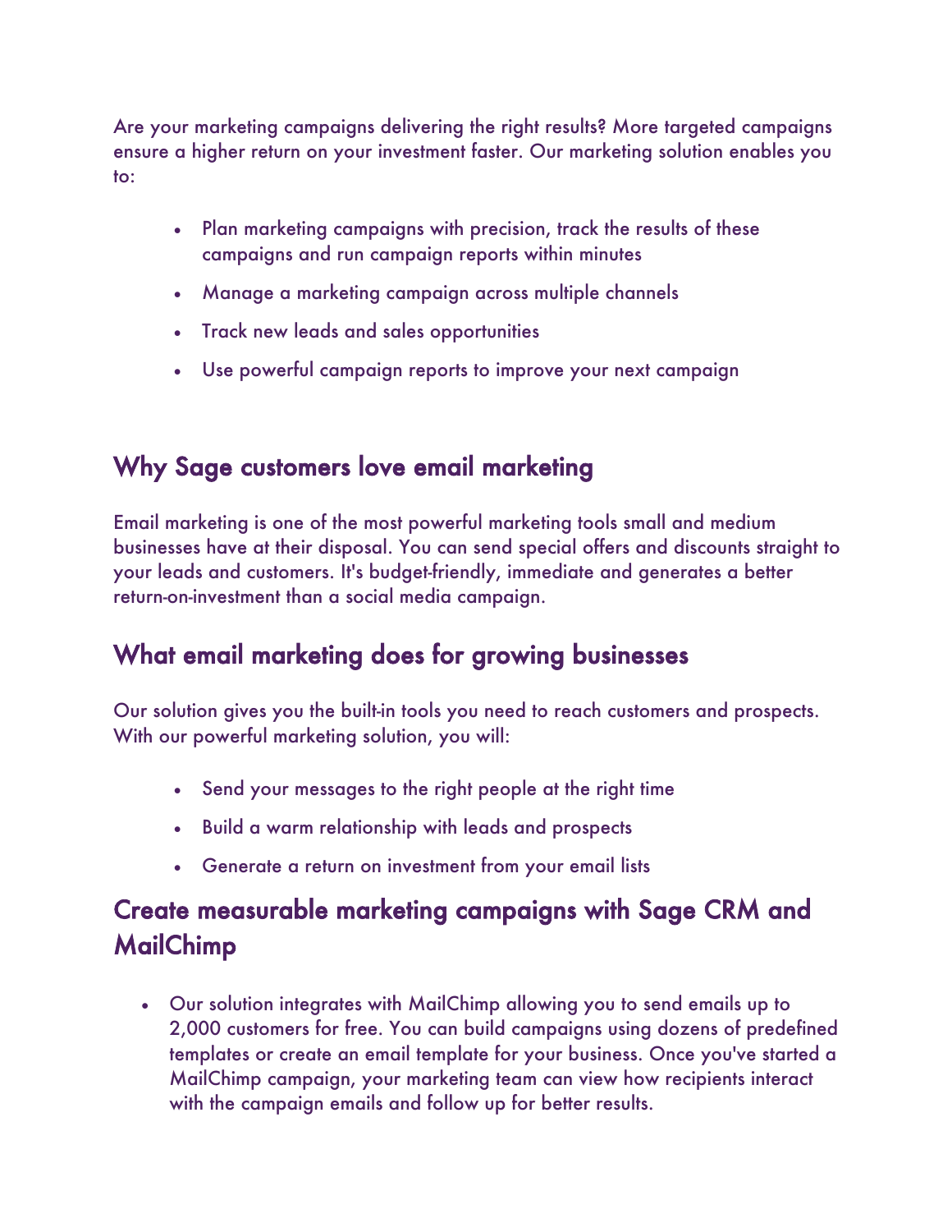Are your marketing campaigns delivering the right results? More targeted campaigns ensure a higher return on your investment faster. Our marketing solution enables you to:

- Plan marketing campaigns with precision, track the results of these campaigns and run campaign reports within minutes
- Manage a marketing campaign across multiple channels
- Track new leads and sales opportunities
- Use powerful campaign reports to improve your next campaign

## Why Sage customers love email marketing

Email marketing is one of the most powerful marketing tools small and medium businesses have at their disposal. You can send special offers and discounts straight to your leads and customers. It's budget-friendly, immediate and generates a better return-on-investment than a social media campaign.

## What email marketing does for growing businesses

Our solution gives you the built-in tools you need to reach customers and prospects. With our powerful marketing solution, you will:

- Send your messages to the right people at the right time
- Build a warm relationship with leads and prospects
- Generate a return on investment from your email lists

## Create measurable marketing campaigns with Sage CRM and MailChimp

- Our solution integrates with MailChimp allowing you to send emails up to 2,000 customers for free. You can build campaigns using dozens of predefined templates or create an email template for your business. Once you've started a MailChimp campaign, your marketing team can view how recipients interact with the campaign emails and follow up for better results.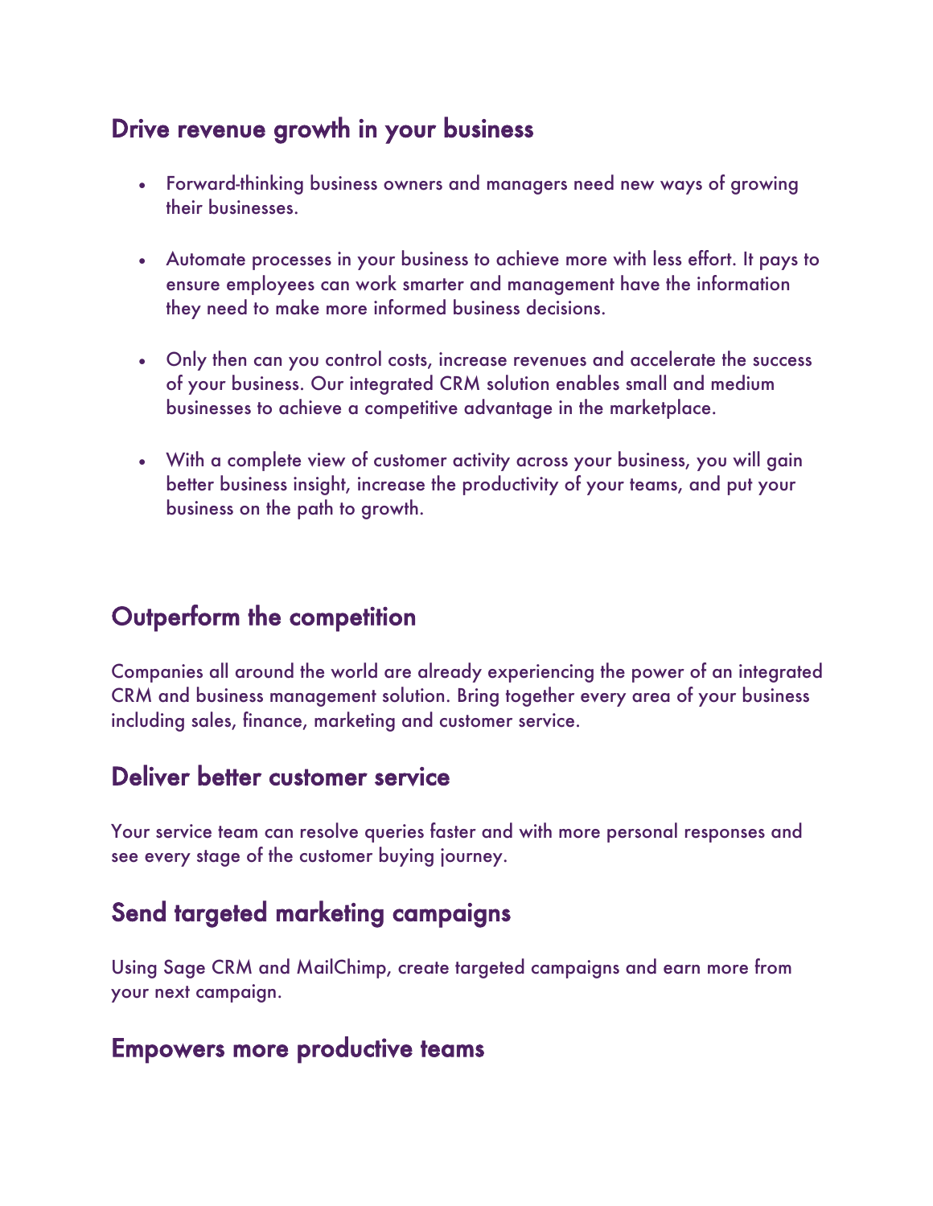## Drive revenue growth in your business

- Forward-thinking business owners and managers need new ways of growing their businesses.
- Automate processes in your business to achieve more with less effort. It pays to ensure employees can work smarter and management have the information they need to make more informed business decisions.
- Only then can you control costs, increase revenues and accelerate the success of your business. Our integrated CRM solution enables small and medium businesses to achieve a competitive advantage in the marketplace.
- With a complete view of customer activity across your business, you will gain better business insight, increase the productivity of your teams, and put your business on the path to growth.

## Outperform the competition

Companies all around the world are already experiencing the power of an integrated CRM and business management solution. Bring together every area of your business including sales, finance, marketing and customer service.

## Deliver better customer service

Your service team can resolve queries faster and with more personal responses and see every stage of the customer buying journey.

## Send targeted marketing campaigns

Using Sage CRM and MailChimp, create targeted campaigns and earn more from your next campaign.

## Empowers more productive teams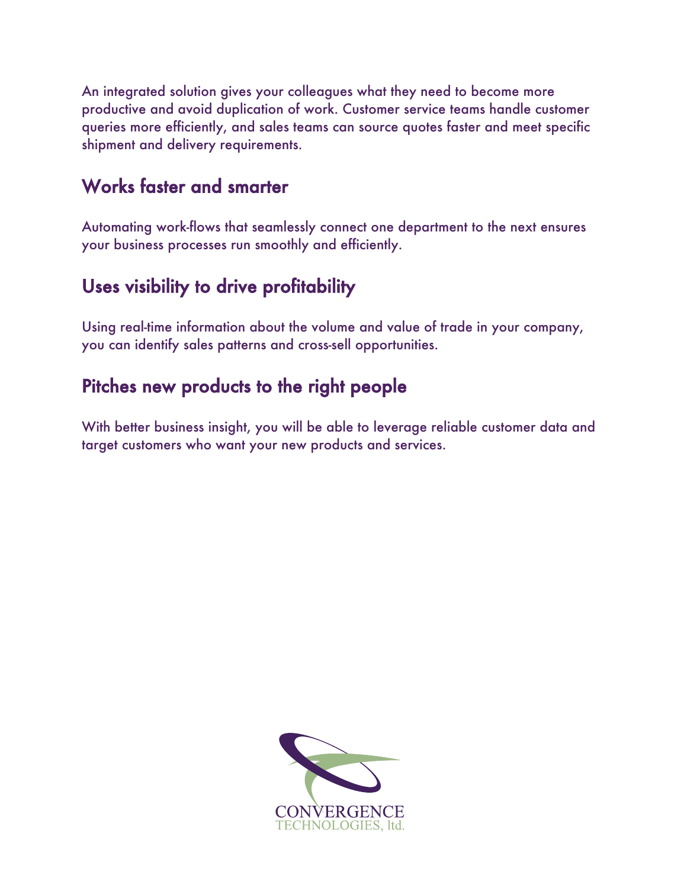An integrated solution gives your colleagues what they need to become more productive and avoid duplication of work. Customer service teams handle customer queries more efficiently, and sales teams can source quotes faster and meet specific shipment and delivery requirements.

## Works faster and smarter

Automating work-flows that seamlessly connect one department to the next ensures your business processes run smoothly and efficiently.

## Uses visibility to drive profitability

Using real-time information about the volume and value of trade in your company, you can identify sales patterns and cross-sell opportunities.

## Pitches new products to the right people

With better business insight, you will be able to leverage reliable customer data and target customers who want your new products and services.

CONVERGENCE
TECHNOLOGIES, ltd.